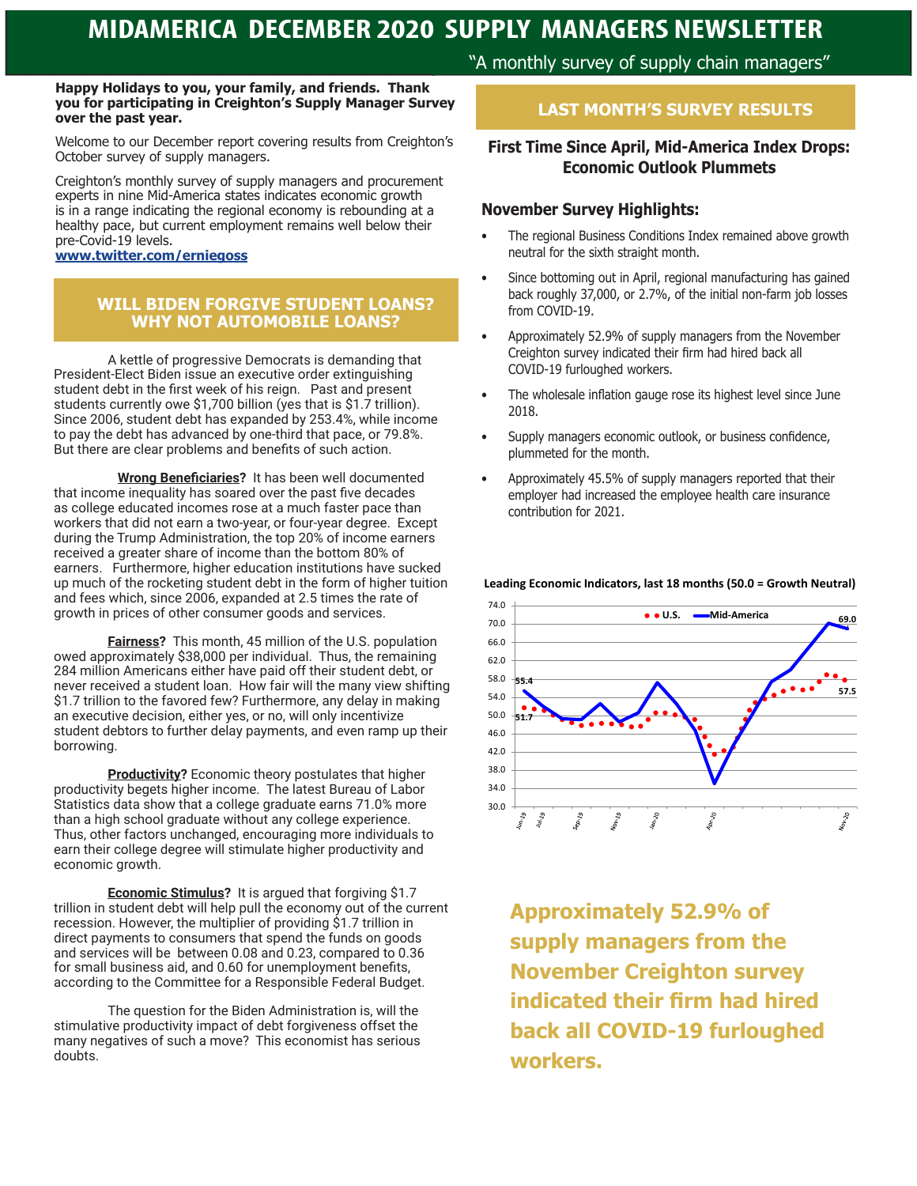# MIDAMERICA DECEMBER 2020 SUPPLY MANAGERS NEWSLETTER

"A monthly survey of supply chain managers"

**Happy Holidays to you, your family, and friends. Thank you for participating in Creighton's Supply Manager Survey over the past year.**

Welcome to our December report covering results from Creighton's October survey of supply managers.

Creighton's monthly survey of supply managers and procurement experts in nine Mid-America states indicates economic growth is in a range indicating the regional economy is rebounding at a healthy pace, but current employment remains well below their pre-Covid-19 levels.

**www.twitter.com/erniegoss**

## WILL BIDEN FORGIVE STUDENT LOANS? WHY NOT AUTOMOBILE LOANS?

A kettle of progressive Democrats is demanding that President-Elect Biden issue an executive order extinguishing student debt in the first week of his reign. Past and present students currently owe $1,700 billion (yes that is $1.7 trillion). Since 2006, student debt has expanded by 253.4%, while income to pay the debt has advanced by one-third that pace, or 79.8%. But there are clear problems and benefits of such action.

**Wrong Beneficiaries?** It has been well documented that income inequality has soared over the past five decades as college educated incomes rose at a much faster pace than workers that did not earn a two-year, or four-year degree. Except during the Trump Administration, the top 20% of income earners received a greater share of income than the bottom 80% of earners. Furthermore, higher education institutions have sucked up much of the rocketing student debt in the form of higher tuition and fees which, since 2006, expanded at 2.5 times the rate of growth in prices of other consumer goods and services.

**Fairness?** This month, 45 million of the U.S. population owed approximately $38,000 per individual. Thus, the remaining 284 million Americans either have paid off their student debt, or never received a student loan. How fair will the many view shifting $1.7 trillion to the favored few? Furthermore, any delay in making an executive decision, either yes, or no, will only incentivize student debtors to further delay payments, and even ramp up their borrowing.

**Productivity?** Economic theory postulates that higher productivity begets higher income. The latest Bureau of Labor Statistics data show that a college graduate earns 71.0% more than a high school graduate without any college experience. Thus, other factors unchanged, encouraging more individuals to earn their college degree will stimulate higher productivity and economic growth.

**Economic Stimulus?** It is argued that forgiving $1.7 trillion in student debt will help pull the economy out of the current recession. However, the multiplier of providing $1.7 trillion in direct payments to consumers that spend the funds on goods and services will be between 0.08 and 0.23, compared to 0.36 for small business aid, and 0.60 for unemployment benefits, according to the Committee for a Responsible Federal Budget.

The question for the Biden Administration is, will the stimulative productivity impact of debt forgiveness offset the many negatives of such a move? This economist has serious doubts.

## LAST MONTH'S SURVEY RESULTS

### First Time Since April, Mid-America Index Drops: Economic Outlook Plummets

### November Survey Highlights:

- The regional Business Conditions Index remained above growth neutral for the sixth straight month.
- Since bottoming out in April, regional manufacturing has gained back roughly 37,000, or 2.7%, of the initial non-farm job losses from COVID-19.
- Approximately 52.9% of supply managers from the November Creighton survey indicated their firm had hired back all COVID-19 furloughed workers.
- The wholesale inflation gauge rose its highest level since June 2018.
- Supply managers economic outlook, or business confidence, plummeted for the month.
- Approximately 45.5% of supply managers reported that their employer had increased the employee health care insurance contribution for 2021.

**Leading Economic Indicators, last 18 months (50.0 = Growth Neutral)**

**Approximately 52.9% of supply managers from the November Creighton survey indicated their firm had hired back all COVID-19 furloughed workers.**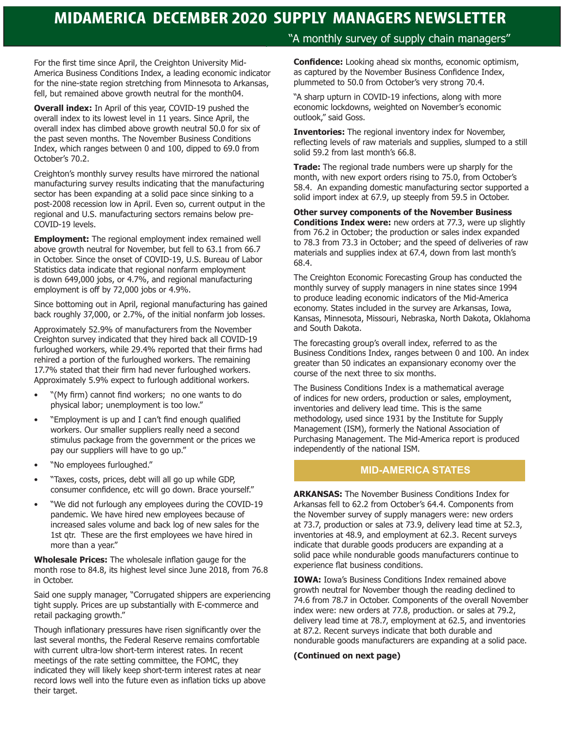# MIDAMERICA DECEMBER 2020 SUPPLY MANAGERS NEWSLETTER

"A monthly survey of supply chain managers"

For the first time since April, the Creighton University Mid-America Business Conditions Index, a leading economic indicator for the nine-state region stretching from Minnesota to Arkansas, fell, but remained above growth neutral for the month04.

**Overall index:** In April of this year, COVID-19 pushed the overall index to its lowest level in 11 years. Since April, the overall index has climbed above growth neutral 50.0 for six of the past seven months. The November Business Conditions Index, which ranges between 0 and 100, dipped to 69.0 from October's 70.2.

Creighton's monthly survey results have mirrored the national manufacturing survey results indicating that the manufacturing sector has been expanding at a solid pace since sinking to a post-2008 recession low in April. Even so, current output in the regional and U.S. manufacturing sectors remains below pre-COVID-19 levels.

**Employment:** The regional employment index remained well above growth neutral for November, but fell to 63.1 from 66.7 in October. Since the onset of COVID-19, U.S. Bureau of Labor Statistics data indicate that regional nonfarm employment is down 649,000 jobs, or 4.7%, and regional manufacturing employment is off by 72,000 jobs or 4.9%.

Since bottoming out in April, regional manufacturing has gained back roughly 37,000, or 2.7%, of the initial nonfarm job losses.

Approximately 52.9% of manufacturers from the November Creighton survey indicated that they hired back all COVID-19 furloughed workers, while 29.4% reported that their firms had rehired a portion of the furloughed workers. The remaining 17.7% stated that their firm had never furloughed workers. Approximately 5.9% expect to furlough additional workers.

- "(My firm) cannot find workers; no one wants to do physical labor; unemployment is too low."
- "Employment is up and I can't find enough qualified workers. Our smaller suppliers really need a second stimulus package from the government or the prices we pay our suppliers will have to go up."
- "No employees furloughed."
- "Taxes, costs, prices, debt will all go up while GDP, consumer confidence, etc will go down. Brace yourself."
- "We did not furlough any employees during the COVID-19 pandemic. We have hired new employees because of increased sales volume and back log of new sales for the 1st qtr. These are the first employees we have hired in more than a year."

**Wholesale Prices:** The wholesale inflation gauge for the month rose to 84.8, its highest level since June 2018, from 76.8 in October.

Said one supply manager, "Corrugated shippers are experiencing tight supply. Prices are up substantially with E-commerce and retail packaging growth."

Though inflationary pressures have risen significantly over the last several months, the Federal Reserve remains comfortable with current ultra-low short-term interest rates. In recent meetings of the rate setting committee, the FOMC, they indicated they will likely keep short-term interest rates at near record lows well into the future even as inflation ticks up above their target.

**Confidence:** Looking ahead six months, economic optimism, as captured by the November Business Confidence Index, plummeted to 50.0 from October's very strong 70.4.

"A sharp upturn in COVID-19 infections, along with more economic lockdowns, weighted on November's economic outlook," said Goss.

**Inventories:** The regional inventory index for November, reflecting levels of raw materials and supplies, slumped to a still solid 59.2 from last month's 66.8.

**Trade:** The regional trade numbers were up sharply for the month, with new export orders rising to 75.0, from October's 58.4. An expanding domestic manufacturing sector supported a solid import index at 67.9, up steeply from 59.5 in October.

**Other survey components of the November Business Conditions Index were:** new orders at 77.3, were up slightly from 76.2 in October; the production or sales index expanded to 78.3 from 73.3 in October; and the speed of deliveries of raw materials and supplies index at 67.4, down from last month's 68.4.

The Creighton Economic Forecasting Group has conducted the monthly survey of supply managers in nine states since 1994 to produce leading economic indicators of the Mid-America economy. States included in the survey are Arkansas, Iowa, Kansas, Minnesota, Missouri, Nebraska, North Dakota, Oklahoma and South Dakota.

The forecasting group's overall index, referred to as the Business Conditions Index, ranges between 0 and 100. An index greater than 50 indicates an expansionary economy over the course of the next three to six months.

The Business Conditions Index is a mathematical average of indices for new orders, production or sales, employment, inventories and delivery lead time. This is the same methodology, used since 1931 by the Institute for Supply Management (ISM), formerly the National Association of Purchasing Management. The Mid-America report is produced independently of the national ISM.

## MID-AMERICA STATES

**ARKANSAS:** The November Business Conditions Index for Arkansas fell to 62.2 from October's 64.4. Components from the November survey of supply managers were: new orders at 73.7, production or sales at 73.9, delivery lead time at 52.3, inventories at 48.9, and employment at 62.3. Recent surveys indicate that durable goods producers are expanding at a solid pace while nondurable goods manufacturers continue to experience flat business conditions.

**IOWA:** Iowa's Business Conditions Index remained above growth neutral for November though the reading declined to 74.6 from 78.7 in October. Components of the overall November index were: new orders at 77.8, production. or sales at 79.2, delivery lead time at 78.7, employment at 62.5, and inventories at 87.2. Recent surveys indicate that both durable and nondurable goods manufacturers are expanding at a solid pace.

**(Continued on next page)**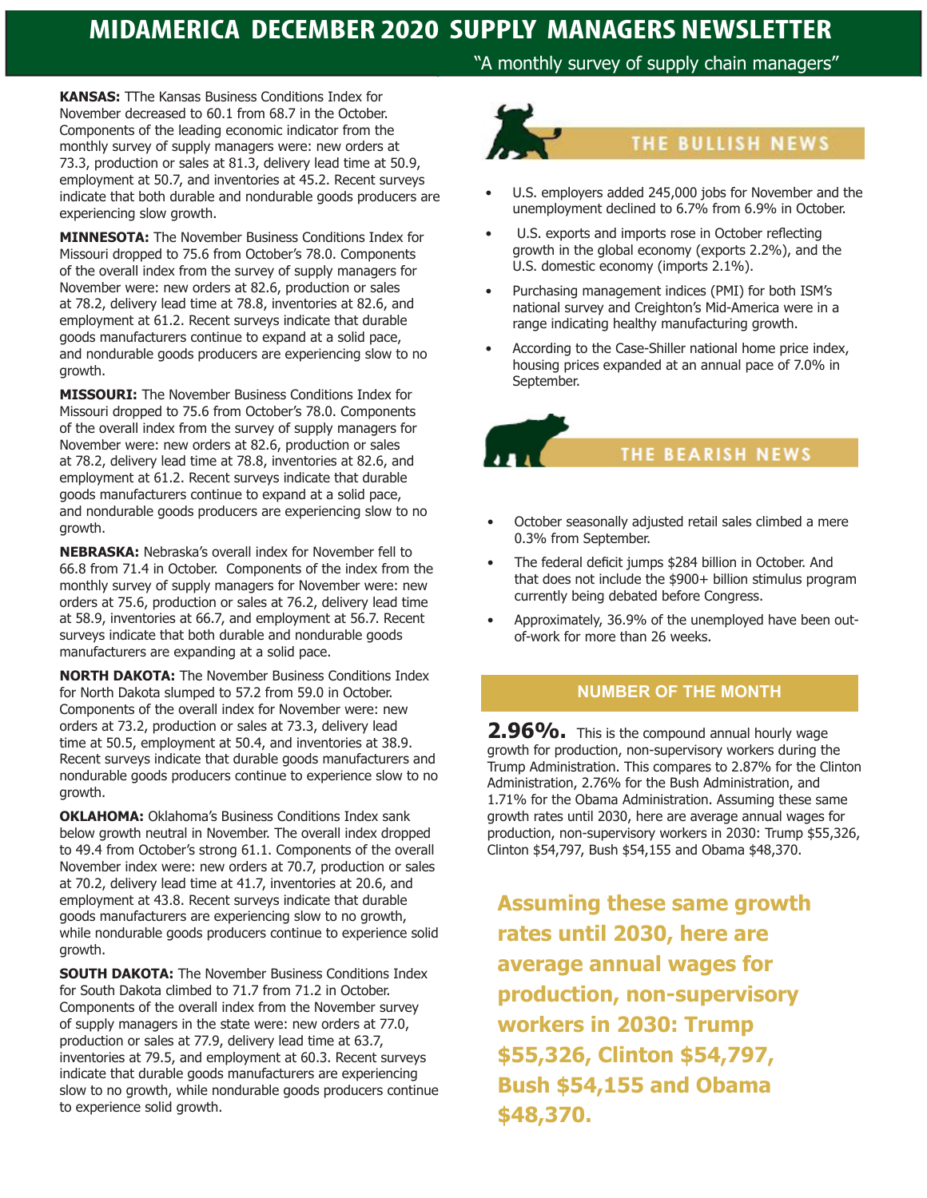# MIDAMERICA DECEMBER 2020 SUPPLY MANAGERS NEWSLETTER

"A monthly survey of supply chain managers"

**KANSAS:** TThe Kansas Business Conditions Index for November decreased to 60.1 from 68.7 in the October. Components of the leading economic indicator from the monthly survey of supply managers were: new orders at 73.3, production or sales at 81.3, delivery lead time at 50.9, employment at 50.7, and inventories at 45.2. Recent surveys indicate that both durable and nondurable goods producers are experiencing slow growth.

**MINNESOTA:** The November Business Conditions Index for Missouri dropped to 75.6 from October's 78.0. Components of the overall index from the survey of supply managers for November were: new orders at 82.6, production or sales at 78.2, delivery lead time at 78.8, inventories at 82.6, and employment at 61.2. Recent surveys indicate that durable goods manufacturers continue to expand at a solid pace, and nondurable goods producers are experiencing slow to no growth.

**MISSOURI:** The November Business Conditions Index for Missouri dropped to 75.6 from October's 78.0. Components of the overall index from the survey of supply managers for November were: new orders at 82.6, production or sales at 78.2, delivery lead time at 78.8, inventories at 82.6, and employment at 61.2. Recent surveys indicate that durable goods manufacturers continue to expand at a solid pace, and nondurable goods producers are experiencing slow to no growth.

**NEBRASKA:** Nebraska's overall index for November fell to 66.8 from 71.4 in October. Components of the index from the monthly survey of supply managers for November were: new orders at 75.6, production or sales at 76.2, delivery lead time at 58.9, inventories at 66.7, and employment at 56.7. Recent surveys indicate that both durable and nondurable goods manufacturers are expanding at a solid pace.

**NORTH DAKOTA:** The November Business Conditions Index for North Dakota slumped to 57.2 from 59.0 in October. Components of the overall index for November were: new orders at 73.2, production or sales at 73.3, delivery lead time at 50.5, employment at 50.4, and inventories at 38.9. Recent surveys indicate that durable goods manufacturers and nondurable goods producers continue to experience slow to no growth.

**OKLAHOMA:** Oklahoma's Business Conditions Index sank below growth neutral in November. The overall index dropped to 49.4 from October's strong 61.1. Components of the overall November index were: new orders at 70.7, production or sales at 70.2, delivery lead time at 41.7, inventories at 20.6, and employment at 43.8. Recent surveys indicate that durable goods manufacturers are experiencing slow to no growth, while nondurable goods producers continue to experience solid growth.

**SOUTH DAKOTA:** The November Business Conditions Index for South Dakota climbed to 71.7 from 71.2 in October. Components of the overall index from the November survey of supply managers in the state were: new orders at 77.0, production or sales at 77.9, delivery lead time at 63.7, inventories at 79.5, and employment at 60.3. Recent surveys indicate that durable goods manufacturers are experiencing slow to no growth, while nondurable goods producers continue to experience solid growth.

## THE BULLISH NEWS

- U.S. employers added 245,000 jobs for November and the unemployment declined to 6.7% from 6.9% in October.
- U.S. exports and imports rose in October reflecting growth in the global economy (exports 2.2%), and the U.S. domestic economy (imports 2.1%).
- Purchasing management indices (PMI) for both ISM's national survey and Creighton's Mid-America were in a range indicating healthy manufacturing growth.
- According to the Case-Shiller national home price index, housing prices expanded at an annual pace of 7.0% in September.

## THE BEARISH NEWS

- October seasonally adjusted retail sales climbed a mere 0.3% from September.
- The federal deficit jumps $284 billion in October. And that does not include the $900+ billion stimulus program currently being debated before Congress.
- Approximately, 36.9% of the unemployed have been out-of-work for more than 26 weeks.

## NUMBER OF THE MONTH

**2.96%.** This is the compound annual hourly wage growth for production, non-supervisory workers during the Trump Administration. This compares to 2.87% for the Clinton Administration, 2.76% for the Bush Administration, and 1.71% for the Obama Administration. Assuming these same growth rates until 2030, here are average annual wages for production, non-supervisory workers in 2030: Trump $55,326, Clinton $54,797, Bush $54,155 and Obama $48,370.

**Assuming these same growth rates until 2030, here are average annual wages for production, non-supervisory workers in 2030: Trump $55,326, Clinton $54,797, Bush $54,155 and Obama $48,370.**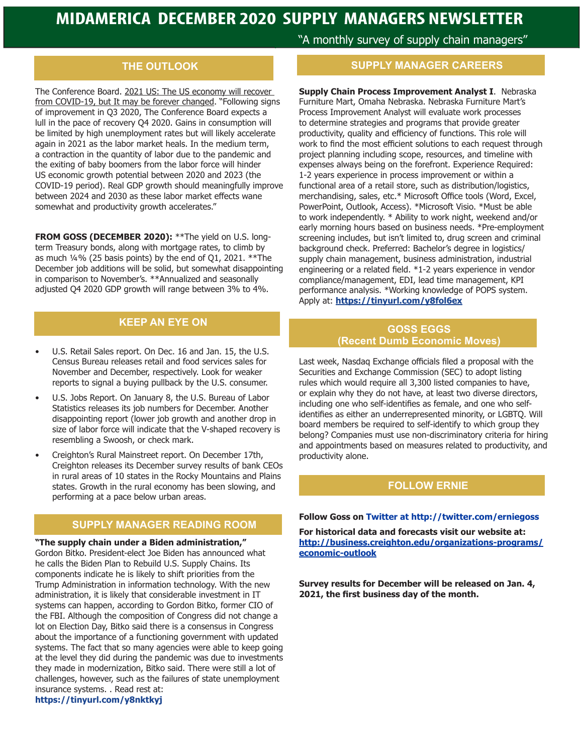# MIDAMERICA DECEMBER 2020 SUPPLY MANAGERS NEWSLETTER

"A monthly survey of supply chain managers"

## THE OUTLOOK

The Conference Board. 2021 US: The US economy will recover from COVID-19, but It may be forever changed. "Following signs of improvement in Q3 2020, The Conference Board expects a lull in the pace of recovery Q4 2020. Gains in consumption will be limited by high unemployment rates but will likely accelerate again in 2021 as the labor market heals. In the medium term, a contraction in the quantity of labor due to the pandemic and the exiting of baby boomers from the labor force will hinder US economic growth potential between 2020 and 2023 (the COVID-19 period). Real GDP growth should meaningfully improve between 2024 and 2030 as these labor market effects wane somewhat and productivity growth accelerates."

**FROM GOSS (DECEMBER 2020):** **The yield on U.S. long-term Treasury bonds, along with mortgage rates, to climb by as much ¼% (25 basis points) by the end of Q1, 2021. **The December job additions will be solid, but somewhat disappointing in comparison to November's. **Annualized and seasonally adjusted Q4 2020 GDP growth will range between 3% to 4%.

## KEEP AN EYE ON

- U.S. Retail Sales report. On Dec. 16 and Jan. 15, the U.S. Census Bureau releases retail and food services sales for November and December, respectively. Look for weaker reports to signal a buying pullback by the U.S. consumer.
- U.S. Jobs Report. On January 8, the U.S. Bureau of Labor Statistics releases its job numbers for December. Another disappointing report (lower job growth and another drop in size of labor force will indicate that the V-shaped recovery is resembling a Swoosh, or check mark.
- Creighton's Rural Mainstreet report. On December 17th, Creighton releases its December survey results of bank CEOs in rural areas of 10 states in the Rocky Mountains and Plains states. Growth in the rural economy has been slowing, and performing at a pace below urban areas.

## SUPPLY MANAGER READING ROOM

**"The supply chain under a Biden administration,"** Gordon Bitko. President-elect Joe Biden has announced what he calls the Biden Plan to Rebuild U.S. Supply Chains. Its components indicate he is likely to shift priorities from the Trump Administration in information technology. With the new administration, it is likely that considerable investment in IT systems can happen, according to Gordon Bitko, former CIO of the FBI. Although the composition of Congress did not change a lot on Election Day, Bitko said there is a consensus in Congress about the importance of a functioning government with updated systems. The fact that so many agencies were able to keep going at the level they did during the pandemic was due to investments they made in modernization, Bitko said. There were still a lot of challenges, however, such as the failures of state unemployment insurance systems. . Read rest at: **https://tinyurl.com/y8nktkyj**

## SUPPLY MANAGER CAREERS

**Supply Chain Process Improvement Analyst I**. Nebraska Furniture Mart, Omaha Nebraska. Nebraska Furniture Mart's Process Improvement Analyst will evaluate work processes to determine strategies and programs that provide greater productivity, quality and efficiency of functions. This role will work to find the most efficient solutions to each request through project planning including scope, resources, and timeline with expenses always being on the forefront. Experience Required: 1-2 years experience in process improvement or within a functional area of a retail store, such as distribution/logistics, merchandising, sales, etc.* Microsoft Office tools (Word, Excel, PowerPoint, Outlook, Access). *Microsoft Visio. *Must be able to work independently. * Ability to work night, weekend and/or early morning hours based on business needs. *Pre-employment screening includes, but isn't limited to, drug screen and criminal background check. Preferred: Bachelor's degree in logistics/supply chain management, business administration, industrial engineering or a related field. *1-2 years experience in vendor compliance/management, EDI, lead time management, KPI performance analysis. *Working knowledge of POPS system. Apply at: **https://tinyurl.com/y8fol6ex**

## GOSS EGGS
### (Recent Dumb Economic Moves)

Last week, Nasdaq Exchange officials filed a proposal with the Securities and Exchange Commission (SEC) to adopt listing rules which would require all 3,300 listed companies to have, or explain why they do not have, at least two diverse directors, including one who self-identifies as female, and one who self-identifies as either an underrepresented minority, or LGBTQ. Will board members be required to self-identify to which group they belong? Companies must use non-discriminatory criteria for hiring and appointments based on measures related to productivity, and productivity alone.

## FOLLOW ERNIE

**Follow Goss on Twitter at http://twitter.com/erniegoss**

**For historical data and forecasts visit our website at: http://business.creighton.edu/organizations-programs/economic-outlook**

**Survey results for December will be released on Jan. 4, 2021, the first business day of the month.**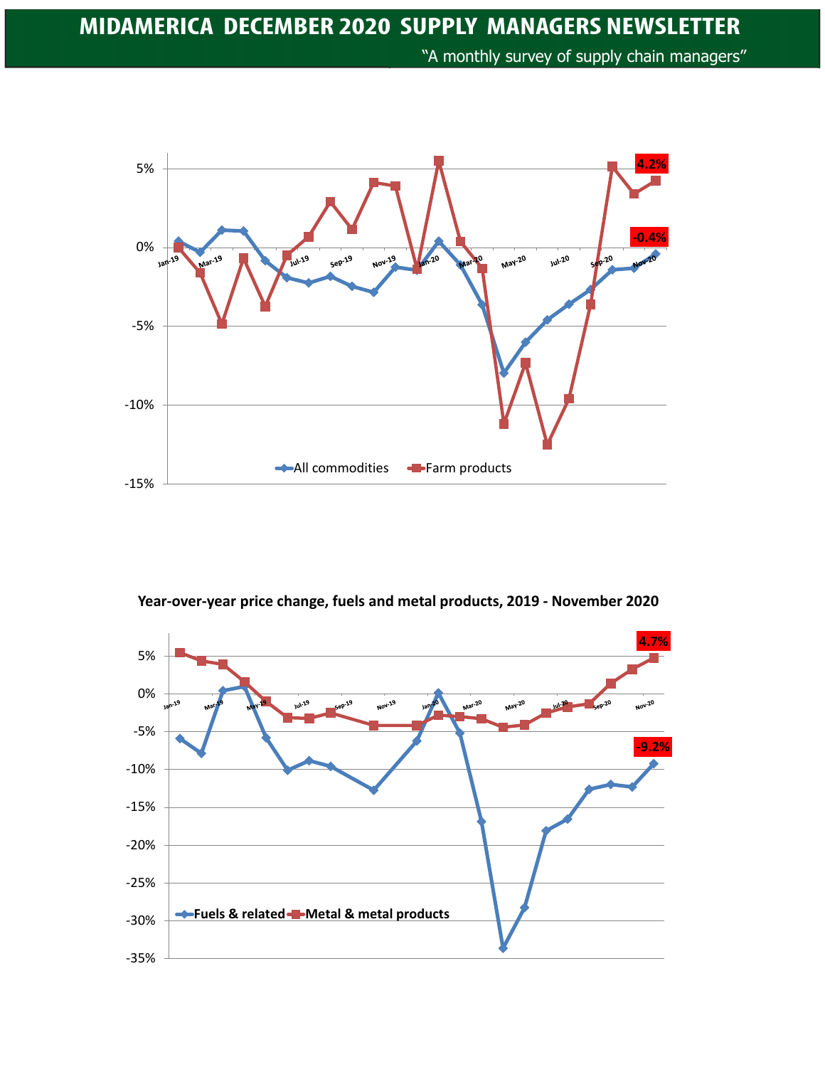# MIDAMERICA DECEMBER 2020 SUPPLY MANAGERS NEWSLETTER

"A monthly survey of supply chain managers"

5%
0%
-5%
-10%
-15%

Jan-19 Mar-19 Jul-19 Sep-19 Nov-19 Jan-20 Mar-20 May-20 Jul-20 Sep-20 Nov-20

4.2%
-0.4%

All commodities
Farm products

**Year-over-year price change, fuels and metal products, 2019 - November 2020**

5%
0%
-5%
-10%
-15%
-20%
-25%
-30%
-35%

Jan-19 Mar-19 May-19 Jul-19 Sep-19 Nov-19 Jan-20 Mar-20 May-20 Jul-20 Sep-20 Nov-20

4.7%
-9.2%

Fuels & related
Metal & metal products